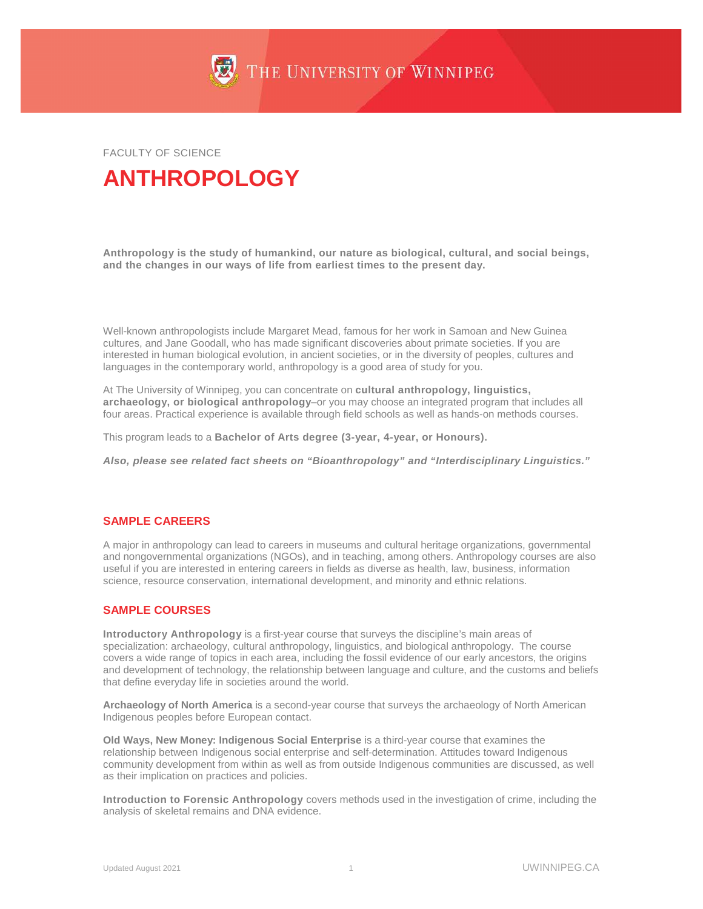THE UNIVERSITY OF WINNIPEG

FACULTY OF SCIENCE

# ANTHROPOLOGY

**Anthropology is the study of humankind, our nature as biological, cultural, and social beings, and the changes in our ways of life from earliest times to the present day.**

Well-known anthropologists include Margaret Mead, famous for her work in Samoan and New Guinea cultures, and Jane Goodall, who has made significant discoveries about primate societies. If you are interested in human biological evolution, in ancient societies, or in the diversity of peoples, cultures and languages in the contemporary world, anthropology is a good area of study for you.

At The University of Winnipeg, you can concentrate on **cultural anthropology, linguistics, archaeology, or biological anthropology**–or you may choose an integrated program that includes all four areas. Practical experience is available through field schools as well as hands-on methods courses.

This program leads to a **Bachelor of Arts degree (3-year, 4-year, or Honours).**

***Also, please see related fact sheets on "Bioanthropology" and "Interdisciplinary Linguistics."***

## SAMPLE CAREERS

A major in anthropology can lead to careers in museums and cultural heritage organizations, governmental and nongovernmental organizations (NGOs), and in teaching, among others. Anthropology courses are also useful if you are interested in entering careers in fields as diverse as health, law, business, information science, resource conservation, international development, and minority and ethnic relations.

## SAMPLE COURSES

**Introductory Anthropology** is a first-year course that surveys the discipline's main areas of specialization: archaeology, cultural anthropology, linguistics, and biological anthropology. The course covers a wide range of topics in each area, including the fossil evidence of our early ancestors, the origins and development of technology, the relationship between language and culture, and the customs and beliefs that define everyday life in societies around the world.

**Archaeology of North America** is a second-year course that surveys the archaeology of North American Indigenous peoples before European contact.

**Old Ways, New Money: Indigenous Social Enterprise** is a third-year course that examines the relationship between Indigenous social enterprise and self-determination. Attitudes toward Indigenous community development from within as well as from outside Indigenous communities are discussed, as well as their implication on practices and policies.

**Introduction to Forensic Anthropology** covers methods used in the investigation of crime, including the analysis of skeletal remains and DNA evidence.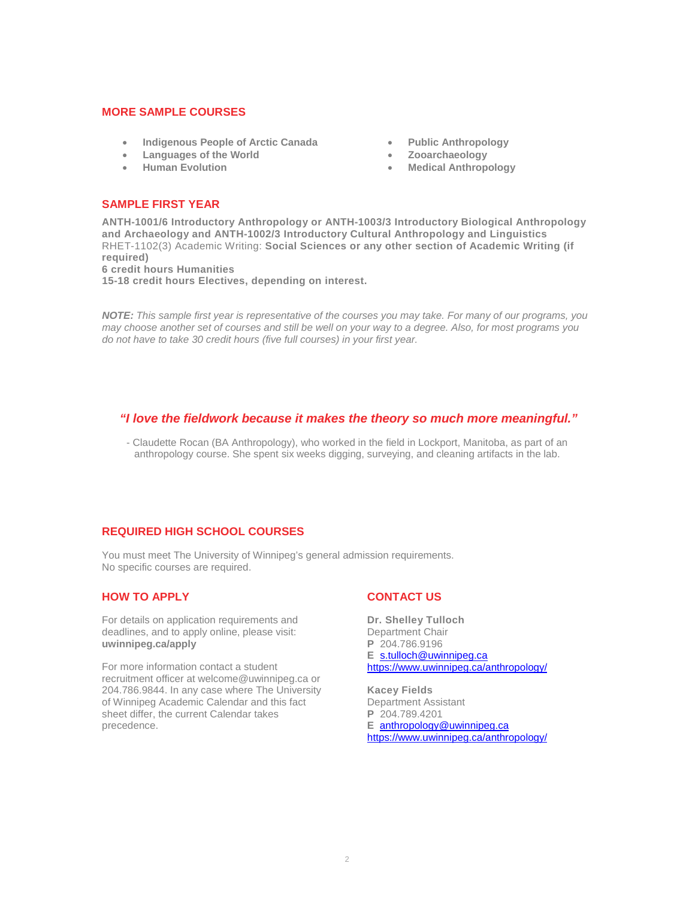## MORE SAMPLE COURSES

- **Indigenous People of Arctic Canada**
- **Languages of the World**
- **Human Evolution**
- **Public Anthropology**
- **Zooarchaeology**
- **Medical Anthropology**

## SAMPLE FIRST YEAR

**ANTH-1001/6 Introductory Anthropology or ANTH-1003/3 Introductory Biological Anthropology and Archaeology and ANTH-1002/3 Introductory Cultural Anthropology and Linguistics**
RHET-1102(3) Academic Writing: **Social Sciences or any other section of Academic Writing (if required)**
**6 credit hours Humanities**
**15-18 credit hours Electives, depending on interest.**

***NOTE:*** *This sample first year is representative of the courses you may take. For many of our programs, you may choose another set of courses and still be well on your way to a degree. Also, for most programs you do not have to take 30 credit hours (five full courses) in your first year.*

***"I love the fieldwork because it makes the theory so much more meaningful."***

- Claudette Rocan (BA Anthropology), who worked in the field in Lockport, Manitoba, as part of an anthropology course. She spent six weeks digging, surveying, and cleaning artifacts in the lab.

## REQUIRED HIGH SCHOOL COURSES

You must meet The University of Winnipeg's general admission requirements.
No specific courses are required.

## HOW TO APPLY

For details on application requirements and deadlines, and to apply online, please visit: **uwinnipeg.ca/apply**

For more information contact a student recruitment officer at welcome@uwinnipeg.ca or 204.786.9844. In any case where The University of Winnipeg Academic Calendar and this fact sheet differ, the current Calendar takes precedence.

## CONTACT US

**Dr. Shelley Tulloch**
Department Chair
**P** 204.786.9196
**E** s.tulloch@uwinnipeg.ca
https://www.uwinnipeg.ca/anthropology/

**Kacey Fields**
Department Assistant
**P** 204.789.4201
**E** anthropology@uwinnipeg.ca
https://www.uwinnipeg.ca/anthropology/